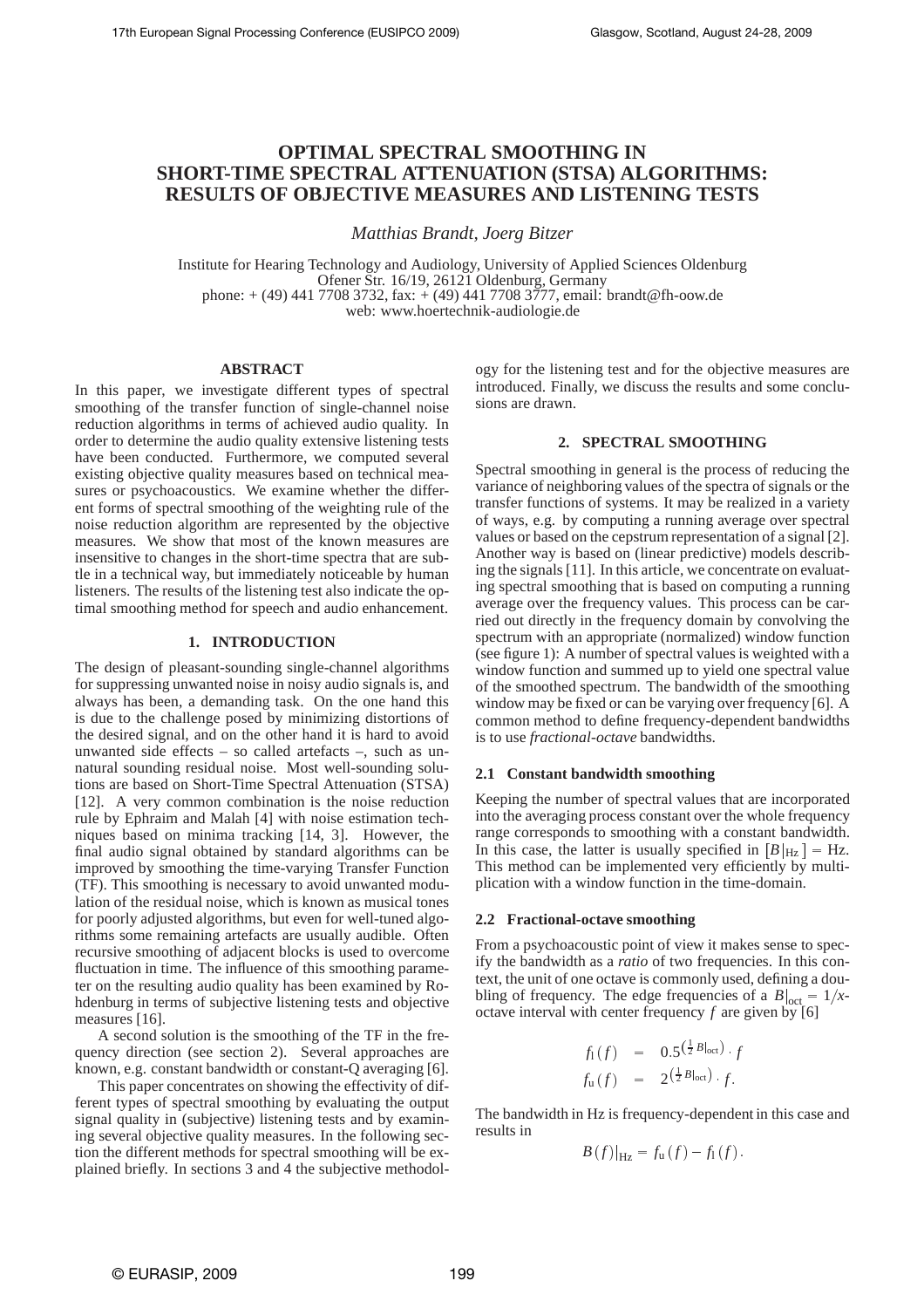# OPTIMAL SPECTRAL SMOOTHING IN SHORT-TIME SPECTRAL ATTENUATION (STSA) ALGORITHMS: RESULTS OF OBJECTIVE MEASURES AND LISTENING TESTS

*Matthias Brandt, Joerg Bitzer*

Institute for Hearing Technology and Audiology, University of Applied Sciences Oldenburg
Ofener Str. 16/19, 26121 Oldenburg, Germany
phone: + (49) 441 7708 3732, fax: + (49) 441 7708 3777, email: brandt@fh-oow.de
web: www.hoertechnik-audiologie.de

## ABSTRACT

In this paper, we investigate different types of spectral smoothing of the transfer function of single-channel noise reduction algorithms in terms of achieved audio quality. In order to determine the audio quality extensive listening tests have been conducted. Furthermore, we computed several existing objective quality measures based on technical measures or psychoacoustics. We examine whether the different forms of spectral smoothing of the weighting rule of the noise reduction algorithm are represented by the objective measures. We show that most of the known measures are insensitive to changes in the short-time spectra that are subtle in a technical way, but immediately noticeable by human listeners. The results of the listening test also indicate the optimal smoothing method for speech and audio enhancement.

## 1. INTRODUCTION

The design of pleasant-sounding single-channel algorithms for suppressing unwanted noise in noisy audio signals is, and always has been, a demanding task. On the one hand this is due to the challenge posed by minimizing distortions of the desired signal, and on the other hand it is hard to avoid unwanted side effects – so called artefacts –, such as unnatural sounding residual noise. Most well-sounding solutions are based on Short-Time Spectral Attenuation (STSA) [12]. A very common combination is the noise reduction rule by Ephraim and Malah [4] with noise estimation techniques based on minima tracking [14, 3]. However, the final audio signal obtained by standard algorithms can be improved by smoothing the time-varying Transfer Function (TF). This smoothing is necessary to avoid unwanted modulation of the residual noise, which is known as musical tones for poorly adjusted algorithms, but even for well-tuned algorithms some remaining artefacts are usually audible. Often recursive smoothing of adjacent blocks is used to overcome fluctuation in time. The influence of this smoothing parameter on the resulting audio quality has been examined by Rohdenburg in terms of subjective listening tests and objective measures [16].

A second solution is the smoothing of the TF in the frequency direction (see section 2). Several approaches are known, e.g. constant bandwidth or constant-Q averaging [6].

This paper concentrates on showing the effectivity of different types of spectral smoothing by evaluating the output signal quality in (subjective) listening tests and by examining several objective quality measures. In the following section the different methods for spectral smoothing will be explained briefly. In sections 3 and 4 the subjective methodology for the listening test and for the objective measures are introduced. Finally, we discuss the results and some conclusions are drawn.

## 2. SPECTRAL SMOOTHING

Spectral smoothing in general is the process of reducing the variance of neighboring values of the spectra of signals or the transfer functions of systems. It may be realized in a variety of ways, e.g. by computing a running average over spectral values or based on the cepstrum representation of a signal [2]. Another way is based on (linear predictive) models describing the signals [11]. In this article, we concentrate on evaluating spectral smoothing that is based on computing a running average over the frequency values. This process can be carried out directly in the frequency domain by convolving the spectrum with an appropriate (normalized) window function (see figure 1): A number of spectral values is weighted with a window function and summed up to yield one spectral value of the smoothed spectrum. The bandwidth of the smoothing window may be fixed or can be varying over frequency [6]. A common method to define frequency-dependent bandwidths is to use *fractional-octave* bandwidths.

### 2.1 Constant bandwidth smoothing

Keeping the number of spectral values that are incorporated into the averaging process constant over the whole frequency range corresponds to smoothing with a constant bandwidth. In this case, the latter is usually specified in $[B|_{\mathrm{Hz}}] = \mathrm{Hz}$. This method can be implemented very efficiently by multiplication with a window function in the time-domain.

### 2.2 Fractional-octave smoothing

From a psychoacoustic point of view it makes sense to specify the bandwidth as a *ratio* of two frequencies. In this context, the unit of one octave is commonly used, defining a doubling of frequency. The edge frequencies of a $B|_{\mathrm{oct}} = 1/x$-octave interval with center frequency $f$ are given by [6]

$$
\begin{aligned}
f_{\mathrm{l}}(f) &= 0.5^{\left(\frac{1}{2}B|_{\mathrm{oct}}\right)} \cdot f \\
f_{\mathrm{u}}(f) &= 2^{\left(\frac{1}{2}B|_{\mathrm{oct}}\right)} \cdot f.
\end{aligned}
$$

The bandwidth in Hz is frequency-dependent in this case and results in

$$
B(f)|_{\mathrm{Hz}} = f_{\mathrm{u}}(f) - f_{\mathrm{l}}(f).
$$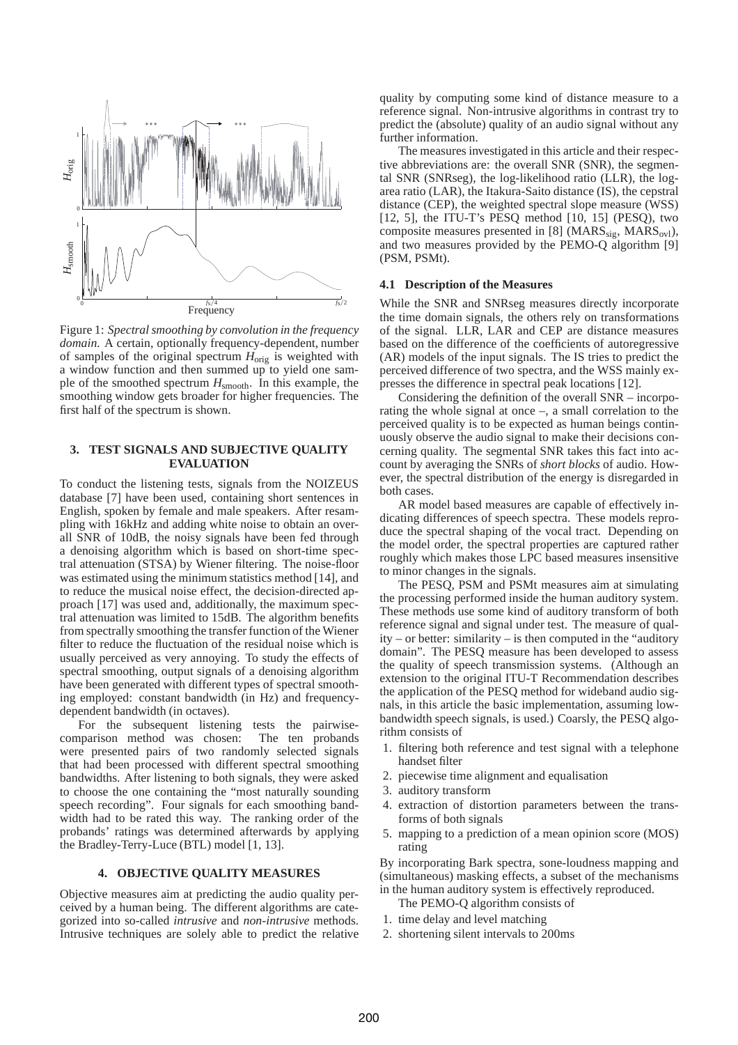Figure 1: *Spectral smoothing by convolution in the frequency domain.* A certain, optionally frequency-dependent, number of samples of the original spectrum $H_{\text{orig}}$ is weighted with a window function and then summed up to yield one sample of the smoothed spectrum $H_{\text{smooth}}$. In this example, the smoothing window gets broader for higher frequencies. The first half of the spectrum is shown.

## 3. TEST SIGNALS AND SUBJECTIVE QUALITY EVALUATION

To conduct the listening tests, signals from the NOIZEUS database [7] have been used, containing short sentences in English, spoken by female and male speakers. After resampling with 16kHz and adding white noise to obtain an overall SNR of 10dB, the noisy signals have been fed through a denoising algorithm which is based on short-time spectral attenuation (STSA) by Wiener filtering. The noise-floor was estimated using the minimum statistics method [14], and to reduce the musical noise effect, the decision-directed approach [17] was used and, additionally, the maximum spectral attenuation was limited to 15dB. The algorithm benefits from spectrally smoothing the transfer function of the Wiener filter to reduce the fluctuation of the residual noise which is usually perceived as very annoying. To study the effects of spectral smoothing, output signals of a denoising algorithm have been generated with different types of spectral smoothing employed: constant bandwidth (in Hz) and frequency-dependent bandwidth (in octaves).

For the subsequent listening tests the pairwise-comparison method was chosen: The ten probands were presented pairs of two randomly selected signals that had been processed with different spectral smoothing bandwidths. After listening to both signals, they were asked to choose the one containing the "most naturally sounding speech recording". Four signals for each smoothing bandwidth had to be rated this way. The ranking order of the probands' ratings was determined afterwards by applying the Bradley-Terry-Luce (BTL) model [1, 13].

## 4. OBJECTIVE QUALITY MEASURES

Objective measures aim at predicting the audio quality perceived by a human being. The different algorithms are categorized into so-called *intrusive* and *non-intrusive* methods. Intrusive techniques are solely able to predict the relative quality by computing some kind of distance measure to a reference signal. Non-intrusive algorithms in contrast try to predict the (absolute) quality of an audio signal without any further information.

The measures investigated in this article and their respective abbreviations are: the overall SNR (SNR), the segmental SNR (SNRseg), the log-likelihood ratio (LLR), the log-area ratio (LAR), the Itakura-Saito distance (IS), the cepstral distance (CEP), the weighted spectral slope measure (WSS) [12, 5], the ITU-T's PESQ method [10, 15] (PESQ), two composite measures presented in [8] ($\text{MARS}_{\text{sig}}$, $\text{MARS}_{\text{ovl}}$), and two measures provided by the PEMO-Q algorithm [9] (PSM, PSMt).

### 4.1 Description of the Measures

While the SNR and SNRseg measures directly incorporate the time domain signals, the others rely on transformations of the signal. LLR, LAR and CEP are distance measures based on the difference of the coefficients of autoregressive (AR) models of the input signals. The IS tries to predict the perceived difference of two spectra, and the WSS mainly expresses the difference in spectral peak locations [12].

Considering the definition of the overall SNR – incorporating the whole signal at once –, a small correlation to the perceived quality is to be expected as human beings continuously observe the audio signal to make their decisions concerning quality. The segmental SNR takes this fact into account by averaging the SNRs of *short blocks* of audio. However, the spectral distribution of the energy is disregarded in both cases.

AR model based measures are capable of effectively indicating differences of speech spectra. These models reproduce the spectral shaping of the vocal tract. Depending on the model order, the spectral properties are captured rather roughly which makes those LPC based measures insensitive to minor changes in the signals.

The PESQ, PSM and PSMt measures aim at simulating the processing performed inside the human auditory system. These methods use some kind of auditory transform of both reference signal and signal under test. The measure of quality – or better: similarity – is then computed in the "auditory domain". The PESQ measure has been developed to assess the quality of speech transmission systems. (Although an extension to the original ITU-T Recommendation describes the application of the PESQ method for wideband audio signals, in this article the basic implementation, assuming low-bandwidth speech signals, is used.) Coarsly, the PESQ algorithm consists of

1. filtering both reference and test signal with a telephone handset filter
2. piecewise time alignment and equalisation
3. auditory transform
4. extraction of distortion parameters between the transforms of both signals
5. mapping to a prediction of a mean opinion score (MOS) rating

By incorporating Bark spectra, sone-loudness mapping and (simultaneous) masking effects, a subset of the mechanisms in the human auditory system is effectively reproduced.

The PEMO-Q algorithm consists of

1. time delay and level matching
2. shortening silent intervals to 200ms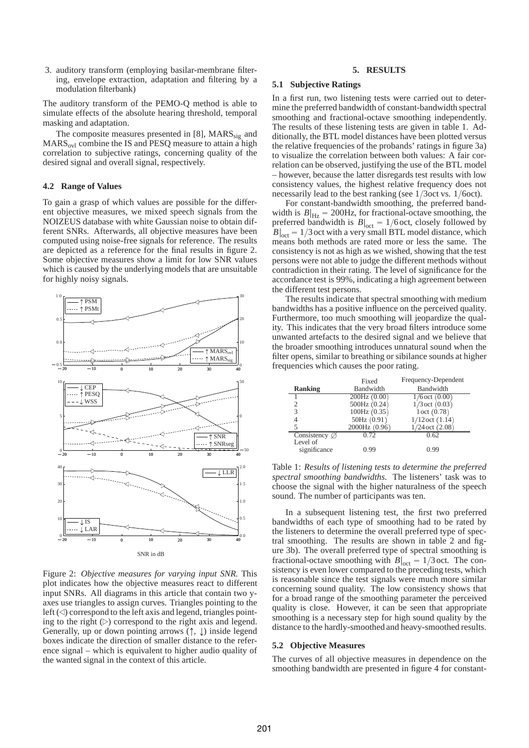3. auditory transform (employing basilar-membrane filtering, envelope extraction, adaptation and filtering by a modulation filterbank)

The auditory transform of the PEMO-Q method is able to simulate effects of the absolute hearing threshold, temporal masking and adaptation.

The composite measures presented in [8], $\mathrm{MARS}_{\mathrm{sig}}$ and $\mathrm{MARS}_{\mathrm{ovl}}$ combine the IS and PESQ measure to attain a high correlation to subjective ratings, concerning quality of the desired signal and overall signal, respectively.

### 4.2 Range of Values

To gain a grasp of which values are possible for the different objective measures, we mixed speech signals from the NOIZEUS database with white Gaussian noise to obtain different SNRs. Afterwards, all objective measures have been computed using noise-free signals for reference. The results are depicted as a reference for the final results in figure 2. Some objective measures show a limit for low SNR values which is caused by the underlying models that are unsuitable for highly noisy signals.

Figure 2: *Objective measures for varying input SNR.* This plot indicates how the objective measures react to different input SNRs. All diagrams in this article that contain two y-axes use triangles to assign curves. Triangles pointing to the left (◁) correspond to the left axis and legend, triangles pointing to the right (▷) correspond to the right axis and legend. Generally, up or down pointing arrows (↑, ↓) inside legend boxes indicate the direction of smaller distance to the reference signal – which is equivalent to higher audio quality of the wanted signal in the context of this article.

## 5. RESULTS

### 5.1 Subjective Ratings

In a first run, two listening tests were carried out to determine the preferred bandwidth of constant-bandwidth spectral smoothing and fractional-octave smoothing independently. The results of these listening tests are given in table 1. Additionally, the BTL model distances have been plotted versus the relative frequencies of the probands' ratings in figure 3a) to visualize the correlation between both values: A fair correlation can be observed, justifying the use of the BTL model – however, because the latter disregards test results with low consistency values, the highest relative frequency does not necessarily lead to the best ranking (see 1/3oct vs. 1/6oct).

For constant-bandwidth smoothing, the preferred bandwidth is $B|_{\mathrm{Hz}} = 200\mathrm{Hz}$, for fractional-octave smoothing, the preferred bandwidth is $B|_{\mathrm{oct}} = 1/6\,\mathrm{oct}$, closely followed by $B|_{\mathrm{oct}} = 1/3\,\mathrm{oct}$ with a very small BTL model distance, which means both methods are rated more or less the same. The consistency is not as high as we wished, showing that the test persons were not able to judge the different methods without contradiction in their rating. The level of significance for the accordance test is 99%, indicating a high agreement between the different test persons.

The results indicate that spectral smoothing with medium bandwidths has a positive influence on the perceived quality. Furthermore, too much smoothing will jeopardize the quality. This indicates that the very broad filters introduce some unwanted artefacts to the desired signal and we believe that the broader smoothing introduces unnatural sound when the filter opens, similar to breathing or sibilance sounds at higher frequencies which causes the poor rating.

| Ranking | Fixed Bandwidth | Frequency-Dependent Bandwidth |
|---|---|---|
| 1 | 200Hz (0.00) | 1/6 oct (0.00) |
| 2 | 500Hz (0.24) | 1/3 oct (0.03) |
| 3 | 100Hz (0.35) | 1 oct (0.78) |
| 4 | 50Hz (0.91) | 1/12 oct (1.14) |
| 5 | 2000Hz (0.96) | 1/24 oct (2.08) |
| Consistency ∅ | 0.72 | 0.62 |
| Level of significance | 0.99 | 0.99 |

Table 1: *Results of listening tests to determine the preferred spectral smoothing bandwidths.* The listeners' task was to choose the signal with the higher naturalness of the speech sound. The number of participants was ten.

In a subsequent listening test, the first two preferred bandwidths of each type of smoothing had to be rated by the listeners to determine the overall preferred type of spectral smoothing. The results are shown in table 2 and figure 3b). The overall preferred type of spectral smoothing is fractional-octave smoothing with $B|_{\mathrm{oct}} = 1/3\,\mathrm{oct}$. The consistency is even lower compared to the preceding tests, which is reasonable since the test signals were much more similar concerning sound quality. The low consistency shows that for a broad range of the smoothing parameter the perceived quality is close. However, it can be seen that appropriate smoothing is a necessary step for high sound quality by the distance to the hardly-smoothed and heavy-smoothed results.

### 5.2 Objective Measures

The curves of all objective measures in dependence on the smoothing bandwidth are presented in figure 4 for constant-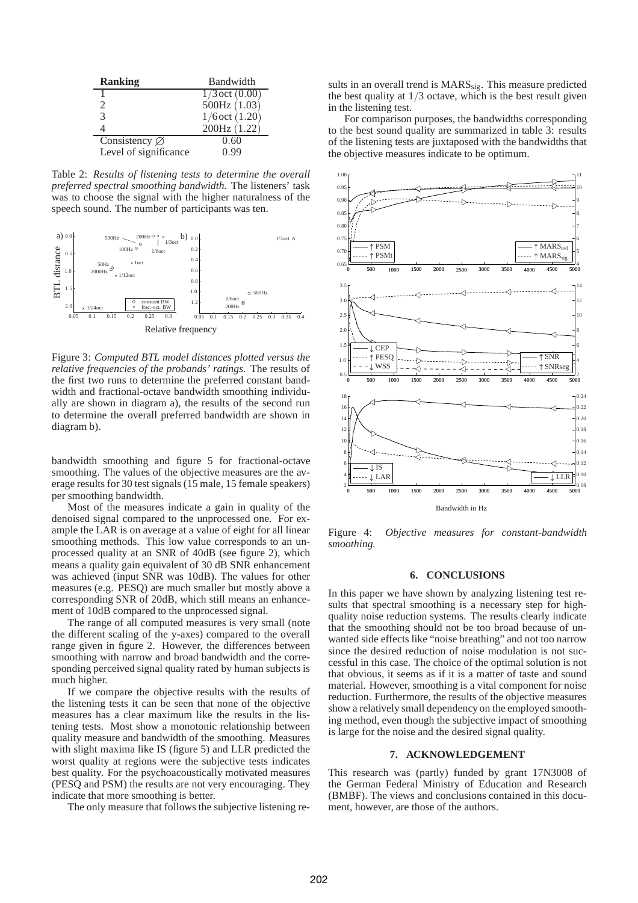| **Ranking** | Bandwidth |
|---|---|
| 1 | $1/3$ oct (0.00) |
| 2 | 500Hz (1.03) |
| 3 | $1/6$ oct (1.20) |
| 4 | 200Hz (1.22) |
| Consistency $\varnothing$ | 0.60 |
| Level of significance | 0.99 |

Table 2: *Results of listening tests to determine the overall preferred spectral smoothing bandwidth.* The listeners' task was to choose the signal with the higher naturalness of the speech sound. The number of participants was ten.

Figure 3: *Computed BTL model distances plotted versus the relative frequencies of the probands' ratings.* The results of the first two runs to determine the preferred constant bandwidth and fractional-octave bandwidth smoothing individually are shown in diagram a), the results of the second run to determine the overall preferred bandwidth are shown in diagram b).

bandwidth smoothing and figure 5 for fractional-octave smoothing. The values of the objective measures are the average results for 30 test signals (15 male, 15 female speakers) per smoothing bandwidth.

Most of the measures indicate a gain in quality of the denoised signal compared to the unprocessed one. For example the LAR is on average at a value of eight for all linear smoothing methods. This low value corresponds to an unprocessed quality at an SNR of 40dB (see figure 2), which means a quality gain equivalent of 30 dB SNR enhancement was achieved (input SNR was 10dB). The values for other measures (e.g. PESQ) are much smaller but mostly above a corresponding SNR of 20dB, which still means an enhancement of 10dB compared to the unprocessed signal.

The range of all computed measures is very small (note the different scaling of the y-axes) compared to the overall range given in figure 2. However, the differences between smoothing with narrow and broad bandwidth and the corresponding perceived signal quality rated by human subjects is much higher.

If we compare the objective results with the results of the listening tests it can be seen that none of the objective measures has a clear maximum like the results in the listening tests. Most show a monotonic relationship between quality measure and bandwidth of the smoothing. Measures with slight maxima like IS (figure 5) and LLR predicted the worst quality at regions were the subjective tests indicates best quality. For the psychoacoustically motivated measures (PESQ and PSM) the results are not very encouraging. They indicate that more smoothing is better.

The only measure that follows the subjective listening results in an overall trend is $\text{MARS}_{\text{sig}}$. This measure predicted the best quality at $1/3$ octave, which is the best result given in the listening test.

For comparison purposes, the bandwidths corresponding to the best sound quality are summarized in table 3: results of the listening tests are juxtaposed with the bandwidths that the objective measures indicate to be optimum.

Figure 4: *Objective measures for constant-bandwidth smoothing.*

## 6. CONCLUSIONS

In this paper we have shown by analyzing listening test results that spectral smoothing is a necessary step for high-quality noise reduction systems. The results clearly indicate that the smoothing should not be too broad because of unwanted side effects like "noise breathing" and not too narrow since the desired reduction of noise modulation is not successful in this case. The choice of the optimal solution is not that obvious, it seems as if it is a matter of taste and sound material. However, smoothing is a vital component for noise reduction. Furthermore, the results of the objective measures show a relatively small dependency on the employed smoothing method, even though the subjective impact of smoothing is large for the noise and the desired signal quality.

## 7. ACKNOWLEDGEMENT

This research was (partly) funded by grant 17N3008 of the German Federal Ministry of Education and Research (BMBF). The views and conclusions contained in this document, however, are those of the authors.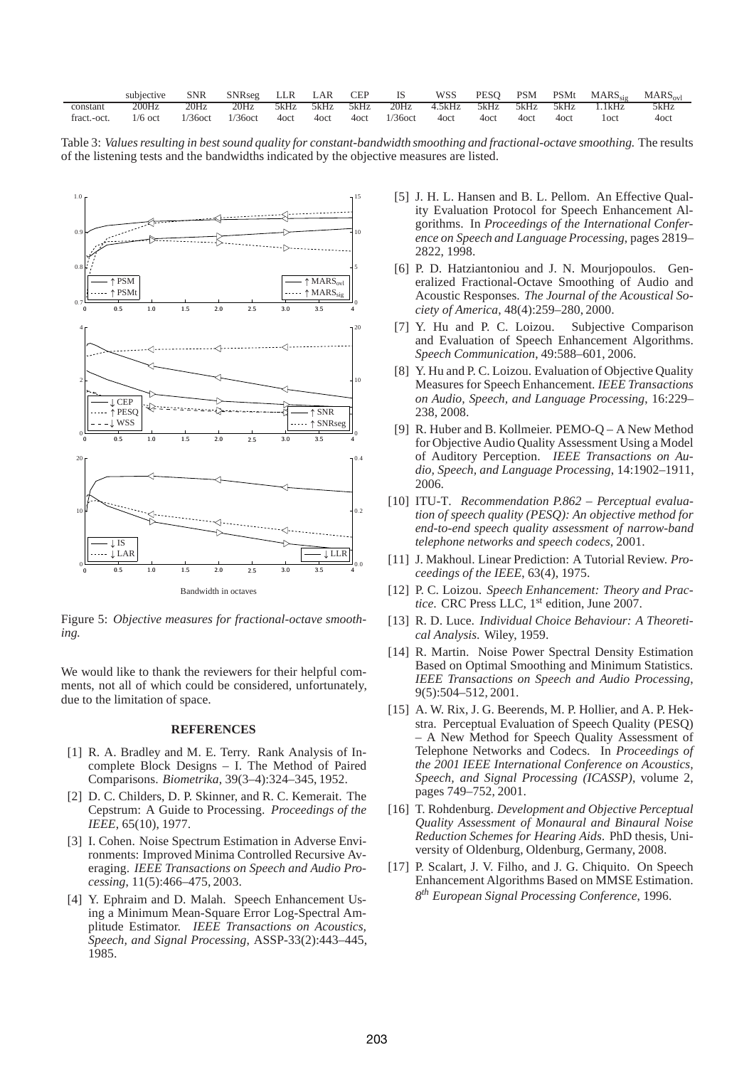| | subjective | SNR | SNRseg | LLR | LAR | CEP | IS | WSS | PESQ | PSM | PSMt | $MARS_{sig}$ | $MARS_{ovl}$ |
|---|---|---|---|---|---|---|---|---|---|---|---|---|---|
| constant | 200Hz | 20Hz | 20Hz | 5kHz | 5kHz | 5kHz | 20Hz | 4.5kHz | 5kHz | 5kHz | 5kHz | 1.1kHz | 5kHz |
| fract.-oct. | 1/6 oct | 1/36oct | 1/36oct | 4oct | 4oct | 4oct | 1/36oct | 4oct | 4oct | 4oct | 4oct | 1oct | 4oct |

Table 3: *Values resulting in best sound quality for constant-bandwidth smoothing and fractional-octave smoothing.* The results of the listening tests and the bandwidths indicated by the objective measures are listed.

1.0
0.9
0.8
0.7
15
10
5
0
0 0.5 1.0 1.5 2.0 2.5 3.0 3.5 4
↑ PSM
↑ PSMt
↑ $MARS_{ovl}$
↑ $MARS_{sig}$

4
2
0
20
10
0
0 0.5 1.0 1.5 2.0 2.5 3.0 3.5 4
↓ CEP
↑ PESQ
↓ WSS
↑ SNR
↑ SNRseg

20
10
0
0.4
0.2
0.0
0 0.5 1.0 1.5 2.0 2.5 3.0 3.5 4
↓ IS
↓ LAR
↓ LLR

Bandwidth in octaves

Figure 5: *Objective measures for fractional-octave smoothing.*

We would like to thank the reviewers for their helpful comments, not all of which could be considered, unfortunately, due to the limitation of space.

## REFERENCES

[1] R. A. Bradley and M. E. Terry. Rank Analysis of Incomplete Block Designs – I. The Method of Paired Comparisons. *Biometrika*, 39(3–4):324–345, 1952.

[2] D. C. Childers, D. P. Skinner, and R. C. Kemerait. The Cepstrum: A Guide to Processing. *Proceedings of the IEEE*, 65(10), 1977.

[3] I. Cohen. Noise Spectrum Estimation in Adverse Environments: Improved Minima Controlled Recursive Averaging. *IEEE Transactions on Speech and Audio Processing*, 11(5):466–475, 2003.

[4] Y. Ephraim and D. Malah. Speech Enhancement Using a Minimum Mean-Square Error Log-Spectral Amplitude Estimator. *IEEE Transactions on Acoustics, Speech, and Signal Processing*, ASSP-33(2):443–445, 1985.

[5] J. H. L. Hansen and B. L. Pellom. An Effective Quality Evaluation Protocol for Speech Enhancement Algorithms. In *Proceedings of the International Conference on Speech and Language Processing*, pages 2819–2822, 1998.

[6] P. D. Hatziantoniou and J. N. Mourjopoulos. Generalized Fractional-Octave Smoothing of Audio and Acoustic Responses. *The Journal of the Acoustical Society of America*, 48(4):259–280, 2000.

[7] Y. Hu and P. C. Loizou. Subjective Comparison and Evaluation of Speech Enhancement Algorithms. *Speech Communication*, 49:588–601, 2006.

[8] Y. Hu and P. C. Loizou. Evaluation of Objective Quality Measures for Speech Enhancement. *IEEE Transactions on Audio, Speech, and Language Processing*, 16:229–238, 2008.

[9] R. Huber and B. Kollmeier. PEMO-Q – A New Method for Objective Audio Quality Assessment Using a Model of Auditory Perception. *IEEE Transactions on Audio, Speech, and Language Processing*, 14:1902–1911, 2006.

[10] ITU-T. *Recommendation P.862 – Perceptual evaluation of speech quality (PESQ): An objective method for end-to-end speech quality assessment of narrow-band telephone networks and speech codecs*, 2001.

[11] J. Makhoul. Linear Prediction: A Tutorial Review. *Proceedings of the IEEE*, 63(4), 1975.

[12] P. C. Loizou. *Speech Enhancement: Theory and Practice*. CRC Press LLC, 1st edition, June 2007.

[13] R. D. Luce. *Individual Choice Behaviour: A Theoretical Analysis*. Wiley, 1959.

[14] R. Martin. Noise Power Spectral Density Estimation Based on Optimal Smoothing and Minimum Statistics. *IEEE Transactions on Speech and Audio Processing*, 9(5):504–512, 2001.

[15] A. W. Rix, J. G. Beerends, M. P. Hollier, and A. P. Hekstra. Perceptual Evaluation of Speech Quality (PESQ) – A New Method for Speech Quality Assessment of Telephone Networks and Codecs. In *Proceedings of the 2001 IEEE International Conference on Acoustics, Speech, and Signal Processing (ICASSP)*, volume 2, pages 749–752, 2001.

[16] T. Rohdenburg. *Development and Objective Perceptual Quality Assessment of Monaural and Binaural Noise Reduction Schemes for Hearing Aids*. PhD thesis, University of Oldenburg, Oldenburg, Germany, 2008.

[17] P. Scalart, J. V. Filho, and J. G. Chiquito. On Speech Enhancement Algorithms Based on MMSE Estimation. *8th European Signal Processing Conference*, 1996.